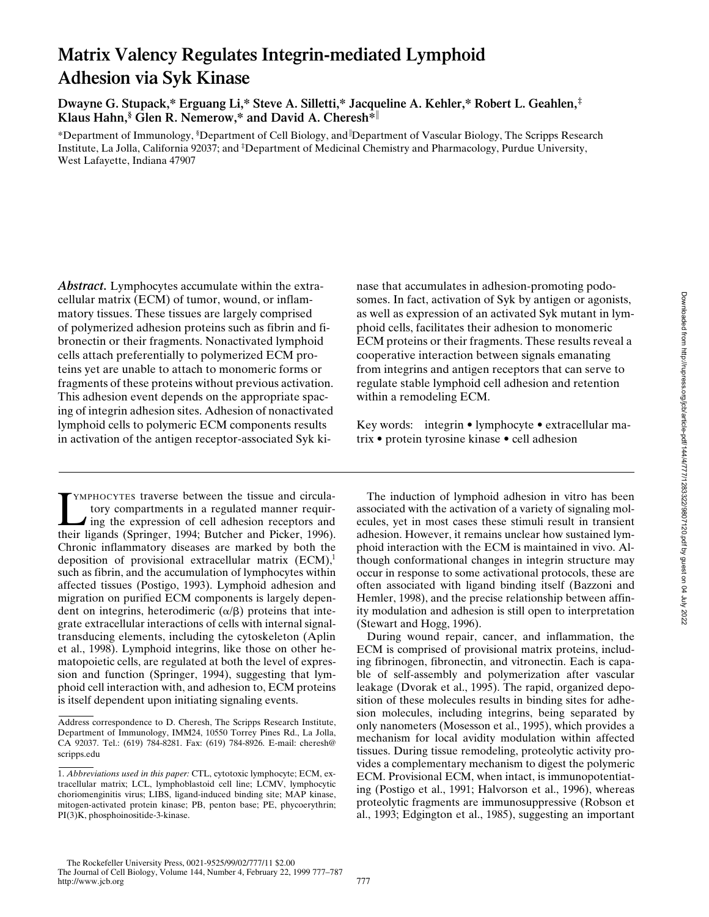# Matrix Valency Regulates Integrin-mediated Lymphoid Adhesion via Syk Kinase

**Dwayne G. Stupack,* Erguang Li,* Steve A. Silletti,* Jacqueline A. Kehler,* Robert L. Geahlen,‡ Klaus Hahn,§ Glen R. Nemerow,* and David A. Cheresh*‖**

*Department of Immunology, §Department of Cell Biology, and ‖Department of Vascular Biology, The Scripps Research Institute, La Jolla, California 92037; and ‡Department of Medicinal Chemistry and Pharmacology, Purdue University, West Lafayette, Indiana 47907

***Abstract.*** Lymphocytes accumulate within the extracellular matrix (ECM) of tumor, wound, or inflammatory tissues. These tissues are largely comprised of polymerized adhesion proteins such as fibrin and fibronectin or their fragments. Nonactivated lymphoid cells attach preferentially to polymerized ECM proteins yet are unable to attach to monomeric forms or fragments of these proteins without previous activation. This adhesion event depends on the appropriate spacing of integrin adhesion sites. Adhesion of nonactivated lymphoid cells to polymeric ECM components results in activation of the antigen receptor-associated Syk kinase that accumulates in adhesion-promoting podosomes. In fact, activation of Syk by antigen or agonists, as well as expression of an activated Syk mutant in lymphoid cells, facilitates their adhesion to monomeric ECM proteins or their fragments. These results reveal a cooperative interaction between signals emanating from integrins and antigen receptors that can serve to regulate stable lymphoid cell adhesion and retention within a remodeling ECM.

Key words: integrin • lymphocyte • extracellular matrix • protein tyrosine kinase • cell adhesion

Lymphocytes traverse between the tissue and circulatory compartments in a regulated manner requiring the expression of cell adhesion receptors and their ligands (Springer, 1994; Butcher and Picker, 1996). Chronic inflammatory diseases are marked by both the deposition of provisional extracellular matrix (ECM),[1] such as fibrin, and the accumulation of lymphocytes within affected tissues (Postigo, 1993). Lymphoid adhesion and migration on purified ECM components is largely dependent on integrins, heterodimeric (α/β) proteins that integrate extracellular interactions of cells with internal signal-transducing elements, including the cytoskeleton (Aplin et al., 1998). Lymphoid integrins, like those on other hematopoietic cells, are regulated at both the level of expression and function (Springer, 1994), suggesting that lymphoid cell interaction with, and adhesion to, ECM proteins is itself dependent upon initiating signaling events.

The induction of lymphoid adhesion in vitro has been associated with the activation of a variety of signaling molecules, yet in most cases these stimuli result in transient adhesion. However, it remains unclear how sustained lymphoid interaction with the ECM is maintained in vivo. Although conformational changes in integrin structure may occur in response to some activational protocols, these are often associated with ligand binding itself (Bazzoni and Hemler, 1998), and the precise relationship between affinity modulation and adhesion is still open to interpretation (Stewart and Hogg, 1996).

During wound repair, cancer, and inflammation, the ECM is comprised of provisional matrix proteins, including fibrinogen, fibronectin, and vitronectin. Each is capable of self-assembly and polymerization after vascular leakage (Dvorak et al., 1995). The rapid, organized deposition of these molecules results in binding sites for adhesion molecules, including integrins, being separated by only nanometers (Mosesson et al., 1995), which provides a mechanism for local avidity modulation within affected tissues. During tissue remodeling, proteolytic activity provides a complementary mechanism to digest the polymeric ECM. Provisional ECM, when intact, is immunopotentiating (Postigo et al., 1991; Halvorson et al., 1996), whereas proteolytic fragments are immunosuppressive (Robson et al., 1993; Edgington et al., 1985), suggesting an important

Address correspondence to D. Cheresh, The Scripps Research Institute, Department of Immunology, IMM24, 10550 Torrey Pines Rd., La Jolla, CA 92037. Tel.: (619) 784-8281. Fax: (619) 784-8926. E-mail: cheresh@scripps.edu

1. *Abbreviations used in this paper:* CTL, cytotoxic lymphocyte; ECM, extracellular matrix; LCL, lymphoblastoid cell line; LCMV, lymphocytic choriomenginitis virus; LIBS, ligand-induced binding site; MAP kinase, mitogen-activated protein kinase; PB, penton base; PE, phycoerythrin; PI(3)K, phosphoinositide-3-kinase.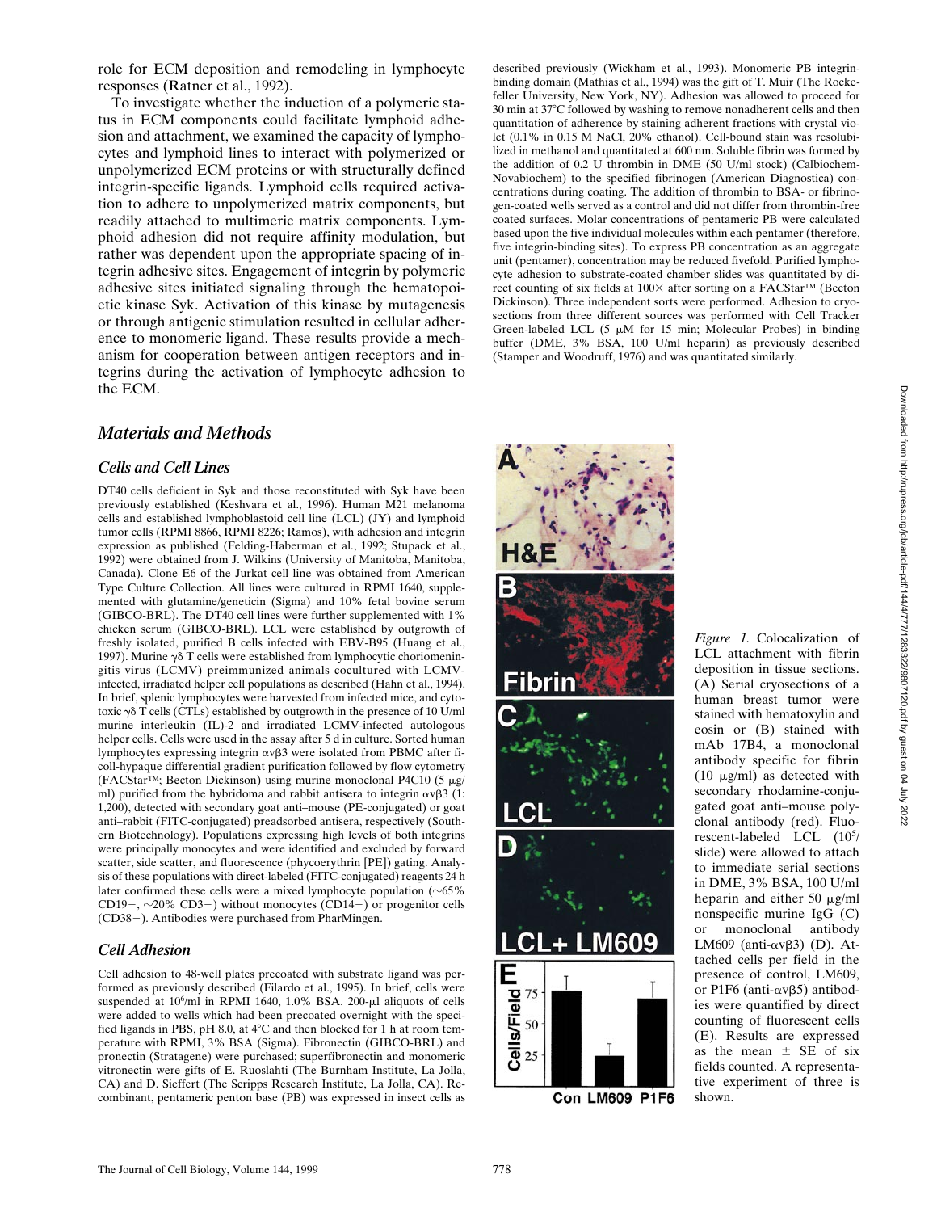role for ECM deposition and remodeling in lymphocyte responses (Ratner et al., 1992).

To investigate whether the induction of a polymeric status in ECM components could facilitate lymphoid adhesion and attachment, we examined the capacity of lymphocytes and lymphoid lines to interact with polymerized or unpolymerized ECM proteins or with structurally defined integrin-specific ligands. Lymphoid cells required activation to adhere to unpolymerized matrix components, but readily attached to multimeric matrix components. Lymphoid adhesion did not require affinity modulation, but rather was dependent upon the appropriate spacing of integrin adhesive sites. Engagement of integrin by polymeric adhesive sites initiated signaling through the hematopoietic kinase Syk. Activation of this kinase by mutagenesis or through antigenic stimulation resulted in cellular adherence to monomeric ligand. These results provide a mechanism for cooperation between antigen receptors and integrins during the activation of lymphocyte adhesion to the ECM.

## Materials and Methods

### Cells and Cell Lines

DT40 cells deficient in Syk and those reconstituted with Syk have been previously established (Keshvara et al., 1996). Human M21 melanoma cells and established lymphoblastoid cell line (LCL) (JY) and lymphoid tumor cells (RPMI 8866, RPMI 8226; Ramos), with adhesion and integrin expression as published (Felding-Haberman et al., 1992; Stupack et al., 1992) were obtained from J. Wilkins (University of Manitoba, Manitoba, Canada). Clone E6 of the Jurkat cell line was obtained from American Type Culture Collection. All lines were cultured in RPMI 1640, supplemented with glutamine/geneticin (Sigma) and 10% fetal bovine serum (GIBCO-BRL). The DT40 cell lines were further supplemented with 1% chicken serum (GIBCO-BRL). LCL were established by outgrowth of freshly isolated, purified B cells infected with EBV-B95 (Huang et al., 1997). Murine γδ T cells were established from lymphocytic choriomeningitis virus (LCMV) preimmunized animals cocultured with LCMV-infected, irradiated helper cell populations as described (Hahn et al., 1994). In brief, splenic lymphocytes were harvested from infected mice, and cytotoxic γδ T cells (CTLs) established by outgrowth in the presence of 10 U/ml murine interleukin (IL)-2 and irradiated LCMV-infected autologous helper cells. Cells were used in the assay after 5 d in culture. Sorted human lymphocytes expressing integrin αvβ3 were isolated from PBMC after ficoll-hypaque differential gradient purification followed by flow cytometry (FACStar™; Becton Dickinson) using murine monoclonal P4C10 (5 μg/ml) purified from the hybridoma and rabbit antisera to integrin αvβ3 (1:1,200), detected with secondary goat anti–mouse (PE-conjugated) or goat anti–rabbit (FITC-conjugated) preadsorbed antisera, respectively (Southern Biotechnology). Populations expressing high levels of both integrins were principally monocytes and were identified and excluded by forward scatter, side scatter, and fluorescence (phycoerythrin [PE]) gating. Analysis of these populations with direct-labeled (FITC-conjugated) reagents 24 h later confirmed these cells were a mixed lymphocyte population (~65% CD19+, ~20% CD3+) without monocytes (CD14−) or progenitor cells (CD38−). Antibodies were purchased from PharMingen.

### Cell Adhesion

Cell adhesion to 48-well plates precoated with substrate ligand was performed as previously described (Filardo et al., 1995). In brief, cells were suspended at $10^6$/ml in RPMI 1640, 1.0% BSA. 200-μl aliquots of cells were added to wells which had been precoated overnight with the specified ligands in PBS, pH 8.0, at 4°C and then blocked for 1 h at room temperature with RPMI, 3% BSA (Sigma). Fibronectin (GIBCO-BRL) and pronectin (Stratagene) were purchased; superfibronectin and monomeric vitronectin were gifts of E. Ruoslahti (The Burnham Institute, La Jolla, CA) and D. Sieffert (The Scripps Research Institute, La Jolla, CA). Recombinant, pentameric penton base (PB) was expressed in insect cells as described previously (Wickham et al., 1993). Monomeric PB integrin-binding domain (Mathias et al., 1994) was the gift of T. Muir (The Rockefeller University, New York, NY). Adhesion was allowed to proceed for 30 min at 37°C followed by washing to remove nonadherent cells and then quantitation of adherence by staining adherent fractions with crystal violet (0.1% in 0.15 M NaCl, 20% ethanol). Cell-bound stain was resolubilized in methanol and quantitated at 600 nm. Soluble fibrin was formed by the addition of 0.2 U thrombin in DME (50 U/ml stock) (Calbiochem-Novabiochem) to the specified fibrinogen (American Diagnostica) concentrations during coating. The addition of thrombin to BSA- or fibrinogen-coated wells served as a control and did not differ from thrombin-free coated surfaces. Molar concentrations of pentameric PB were calculated based upon the five individual molecules within each pentamer (therefore, five integrin-binding sites). To express PB concentration as an aggregate unit (pentamer), concentration may be reduced fivefold. Purified lymphocyte adhesion to substrate-coated chamber slides was quantitated by direct counting of six fields at 100× after sorting on a FACStar™ (Becton Dickinson). Three independent sorts were performed. Adhesion to cryosections from three different sources was performed with Cell Tracker Green-labeled LCL (5 μM for 15 min; Molecular Probes) in binding buffer (DME, 3% BSA, 100 U/ml heparin) as previously described (Stamper and Woodruff, 1976) and was quantitated similarly.

*Figure 1.* Colocalization of LCL attachment with fibrin deposition in tissue sections. (A) Serial cryosections of a human breast tumor were stained with hematoxylin and eosin or (B) stained with mAb 17B4, a monoclonal antibody specific for fibrin (10 μg/ml) as detected with secondary rhodamine-conjugated goat anti–mouse polyclonal antibody (red). Fluorescent-labeled LCL ($10^5$/slide) were allowed to attach to immediate serial sections in DME, 3% BSA, 100 U/ml heparin and either 50 μg/ml nonspecific murine IgG (C) or monoclonal antibody LM609 (anti-αvβ3) (D). Attached cells per field in the presence of control, LM609, or P1F6 (anti-αvβ5) antibodies were quantified by direct counting of fluorescent cells (E). Results are expressed as the mean ± SE of six fields counted. A representative experiment of three is shown.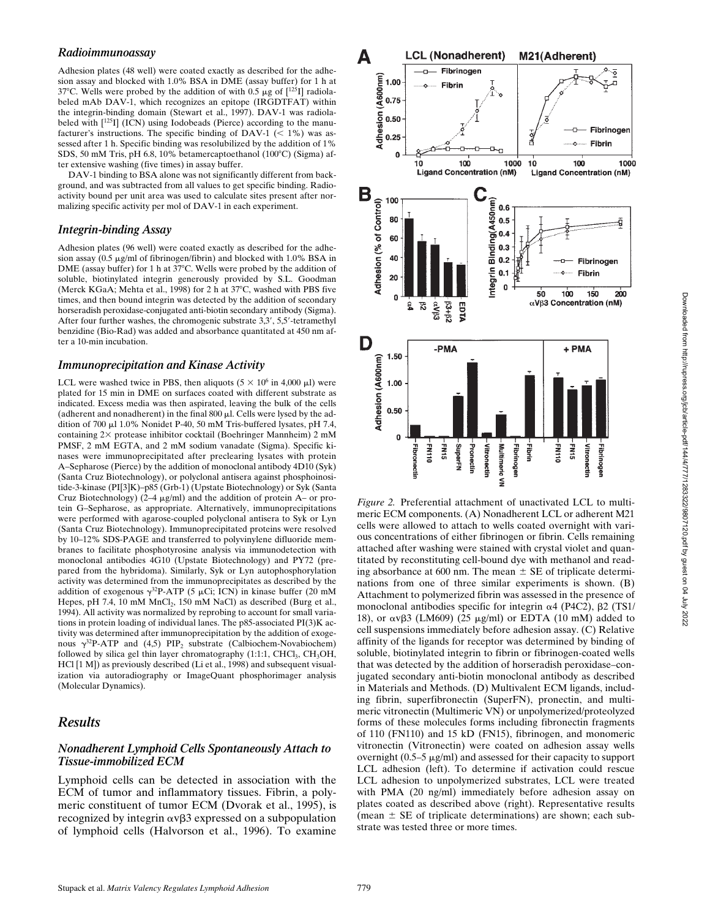### *Radioimmunoassay*

Adhesion plates (48 well) were coated exactly as described for the adhesion assay and blocked with 1.0% BSA in DME (assay buffer) for 1 h at 37°C. Wells were probed by the addition of with 0.5 μg of [$^{125}$I] radiolabeled mAb DAV-1, which recognizes an epitope (IRGDTFAT) within the integrin-binding domain (Stewart et al., 1997). DAV-1 was radiolabeled with [$^{125}$I] (ICN) using Iodobeads (Pierce) according to the manufacturer's instructions. The specific binding of DAV-1 (< 1%) was assessed after 1 h. Specific binding was resolubilized by the addition of 1% SDS, 50 mM Tris, pH 6.8, 10% betamercaptoethanol (100°C) (Sigma) after extensive washing (five times) in assay buffer.

DAV-1 binding to BSA alone was not significantly different from background, and was subtracted from all values to get specific binding. Radioactivity bound per unit area was used to calculate sites present after normalizing specific activity per mol of DAV-1 in each experiment.

### *Integrin-binding Assay*

Adhesion plates (96 well) were coated exactly as described for the adhesion assay (0.5 μg/ml of fibrinogen/fibrin) and blocked with 1.0% BSA in DME (assay buffer) for 1 h at 37°C. Wells were probed by the addition of soluble, biotinylated integrin generously provided by S.L. Goodman (Merck KGaA; Mehta et al., 1998) for 2 h at 37°C, washed with PBS five times, and then bound integrin was detected by the addition of secondary horseradish peroxidase-conjugated anti-biotin secondary antibody (Sigma). After four further washes, the chromogenic substrate 3,3′, 5,5′-tetramethyl benzidine (Bio-Rad) was added and absorbance quantitated at 450 nm after a 10-min incubation.

### *Immunoprecipitation and Kinase Activity*

LCL were washed twice in PBS, then aliquots (5 × 10$^6$ in 4,000 μl) were plated for 15 min in DME on surfaces coated with different substrate as indicated. Excess media was then aspirated, leaving the bulk of the cells (adherent and nonadherent) in the final 800 μl. Cells were lysed by the addition of 700 μl 1.0% Nonidet P-40, 50 mM Tris-buffered lysates, pH 7.4, containing 2× protease inhibitor cocktail (Boehringer Mannheim) 2 mM PMSF, 2 mM EGTA, and 2 mM sodium vanadate (Sigma). Specific kinases were immunoprecipitated after preclearing lysates with protein A–Sepharose (Pierce) by the addition of monoclonal antibody 4D10 (Syk) (Santa Cruz Biotechnology), or polyclonal antisera against phosphoinositide-3-kinase (PI[3]K)–p85 (Upstate Biotechnology) or Syk (Santa Cruz Biotechnology) (2–4 μg/ml) and the addition of protein A– or protein G–Sepharose, as appropriate. Alternatively, immunoprecipitations were performed with agarose-coupled polyclonal antisera to Syk or Lyn (Santa Cruz Biotechnology). Immunoprecipitated proteins were resolved by 10–12% SDS-PAGE and transferred to polyvinylene difluoride membranes to facilitate phosphotyrosine analysis via immunodetection with monoclonal antibodies 4G10 (Upstate Biotechnology) and PY72 (prepared from the hybridoma). Similarly, Syk or Lyn autophosphorylation activity was determined from the immunoprecipitates as described by the addition of exogenous γ$^{32}$P-ATP (5 μCi; ICN) in kinase buffer (20 mM Hepes, pH 7.4, 10 mM $MnCl_2$, 150 mM NaCl) as described (Burg et al., 1994). All activity was normalized by reprobing to account for small variations in protein loading of individual lanes. The p85-associated PI(3)K activity was determined after immunoprecipitation by the addition of exogenous γ$^{32}$P-ATP and (4,5) $PIP_2$ substrate (Calbiochem-Novabiochem) followed by silica gel thin layer chromatography (1:1:1, $CHCl_3$, $CH_3OH$, HCl [1 M]) as previously described (Li et al., 1998) and subsequent visualization via autoradiography or ImageQuant phosphorimager analysis (Molecular Dynamics).

## *Results*

### *Nonadherent Lymphoid Cells Spontaneously Attach to Tissue-immobilized ECM*

Lymphoid cells can be detected in association with the ECM of tumor and inflammatory tissues. Fibrin, a polymeric constituent of tumor ECM (Dvorak et al., 1995), is recognized by integrin αvβ3 expressed on a subpopulation of lymphoid cells (Halvorson et al., 1996). To examine

*Figure 2.* Preferential attachment of unactivated LCL to multimeric ECM components. (A) Nonadherent LCL or adherent M21 cells were allowed to attach to wells coated overnight with various concentrations of either fibrinogen or fibrin. Cells remaining attached after washing were stained with crystal violet and quantitated by reconstituting cell-bound dye with methanol and reading absorbance at 600 nm. The mean ± SE of triplicate determinations from one of three similar experiments is shown. (B) Attachment to polymerized fibrin was assessed in the presence of monoclonal antibodies specific for integrin α4 (P4C2), β2 (TS1/18), or αvβ3 (LM609) (25 μg/ml) or EDTA (10 mM) added to cell suspensions immediately before adhesion assay. (C) Relative affinity of the ligands for receptor was determined by binding of soluble, biotinylated integrin to fibrin or fibrinogen-coated wells that was detected by the addition of horseradish peroxidase–conjugated secondary anti-biotin monoclonal antibody as described in Materials and Methods. (D) Multivalent ECM ligands, including fibrin, superfibronectin (SuperFN), pronectin, and multimeric vitronectin (Multimeric VN) or unpolymerized/proteolyzed forms of these molecules forms including fibronectin fragments of 110 (FN110) and 15 kD (FN15), fibrinogen, and monomeric vitronectin (Vitronectin) were coated on adhesion assay wells overnight (0.5–5 μg/ml) and assessed for their capacity to support LCL adhesion (left). To determine if activation could rescue LCL adhesion to unpolymerized substrates, LCL were treated with PMA (20 ng/ml) immediately before adhesion assay on plates coated as described above (right). Representative results (mean ± SE of triplicate determinations) are shown; each substrate was tested three or more times.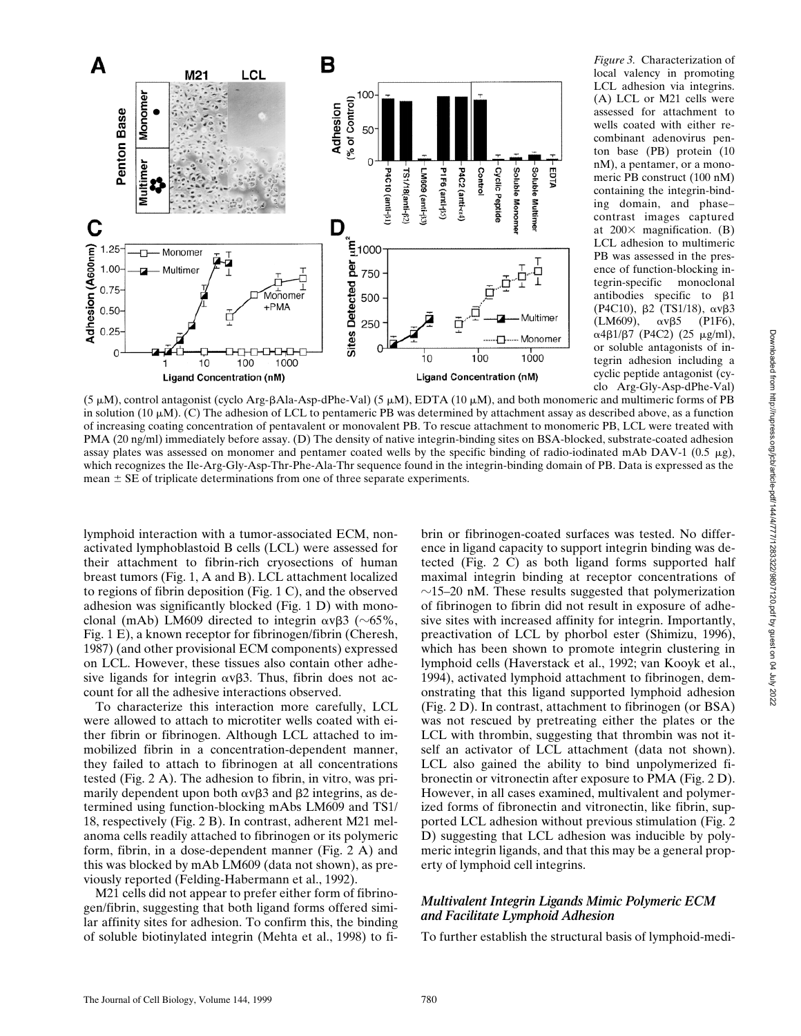*Figure 3.* Characterization of local valency in promoting LCL adhesion via integrins. (A) LCL or M21 cells were assessed for attachment to wells coated with either recombinant adenovirus penton base (PB) protein (10 nM), a pentamer, or a monomeric PB construct (100 nM) containing the integrin-binding domain, and phase–contrast images captured at 200× magnification. (B) LCL adhesion to multimeric PB was assessed in the presence of function-blocking integrin-specific monoclonal antibodies specific to β1 (P4C10), β2 (TS1/18), αvβ3 (LM609), αvβ5 (P1F6), α4β1/β7 (P4C2) (25 μg/ml), or soluble antagonists of integrin adhesion including a cyclic peptide antagonist (cyclo Arg-Gly-Asp-dPhe-Val) (5 μM), control antagonist (cyclo Arg-βAla-Asp-dPhe-Val) (5 μM), EDTA (10 μM), and both monomeric and multimeric forms of PB in solution (10 μM). (C) The adhesion of LCL to pentameric PB was determined by attachment assay as described above, as a function of increasing coating concentration of pentavalent or monovalent PB. To rescue attachment to monomeric PB, LCL were treated with PMA (20 ng/ml) immediately before assay. (D) The density of native integrin-binding sites on BSA-blocked, substrate-coated adhesion assay plates was assessed on monomer and pentamer coated wells by the specific binding of radio-iodinated mAb DAV-1 (0.5 μg), which recognizes the Ile-Arg-Gly-Asp-Thr-Phe-Ala-Thr sequence found in the integrin-binding domain of PB. Data is expressed as the mean ± SE of triplicate determinations from one of three separate experiments.

lymphoid interaction with a tumor-associated ECM, nonactivated lymphoblastoid B cells (LCL) were assessed for their attachment to fibrin-rich cryosections of human breast tumors (Fig. 1, A and B). LCL attachment localized to regions of fibrin deposition (Fig. 1 C), and the observed adhesion was significantly blocked (Fig. 1 D) with monoclonal (mAb) LM609 directed to integrin αvβ3 (~65%, Fig. 1 E), a known receptor for fibrinogen/fibrin (Cheresh, 1987) (and other provisional ECM components) expressed on LCL. However, these tissues also contain other adhesive ligands for integrin αvβ3. Thus, fibrin does not account for all the adhesive interactions observed.

To characterize this interaction more carefully, LCL were allowed to attach to microtiter wells coated with either fibrin or fibrinogen. Although LCL attached to immobilized fibrin in a concentration-dependent manner, they failed to attach to fibrinogen at all concentrations tested (Fig. 2 A). The adhesion to fibrin, in vitro, was primarily dependent upon both αvβ3 and β2 integrins, as determined using function-blocking mAbs LM609 and TS1/18, respectively (Fig. 2 B). In contrast, adherent M21 melanoma cells readily attached to fibrinogen or its polymeric form, fibrin, in a dose-dependent manner (Fig. 2 A) and this was blocked by mAb LM609 (data not shown), as previously reported (Felding-Habermann et al., 1992).

M21 cells did not appear to prefer either form of fibrinogen/fibrin, suggesting that both ligand forms offered similar affinity sites for adhesion. To confirm this, the binding of soluble biotinylated integrin (Mehta et al., 1998) to fibrin or fibrinogen-coated surfaces was tested. No difference in ligand capacity to support integrin binding was detected (Fig. 2 C) as both ligand forms supported half maximal integrin binding at receptor concentrations of ~15–20 nM. These results suggested that polymerization of fibrinogen to fibrin did not result in exposure of adhesive sites with increased affinity for integrin. Importantly, preactivation of LCL by phorbol ester (Shimizu, 1996), which has been shown to promote integrin clustering in lymphoid cells (Haverstack et al., 1992; van Kooyk et al., 1994), activated lymphoid attachment to fibrinogen, demonstrating that this ligand supported lymphoid adhesion (Fig. 2 D). In contrast, attachment to fibrinogen (or BSA) was not rescued by pretreating either the plates or the LCL with thrombin, suggesting that thrombin was not itself an activator of LCL attachment (data not shown). LCL also gained the ability to bind unpolymerized fibronectin or vitronectin after exposure to PMA (Fig. 2 D). However, in all cases examined, multivalent and polymerized forms of fibronectin and vitronectin, like fibrin, supported LCL adhesion without previous stimulation (Fig. 2 D) suggesting that LCL adhesion was inducible by polymeric integrin ligands, and that this may be a general property of lymphoid cell integrins.

### *Multivalent Integrin Ligands Mimic Polymeric ECM and Facilitate Lymphoid Adhesion*

To further establish the structural basis of lymphoid-medi-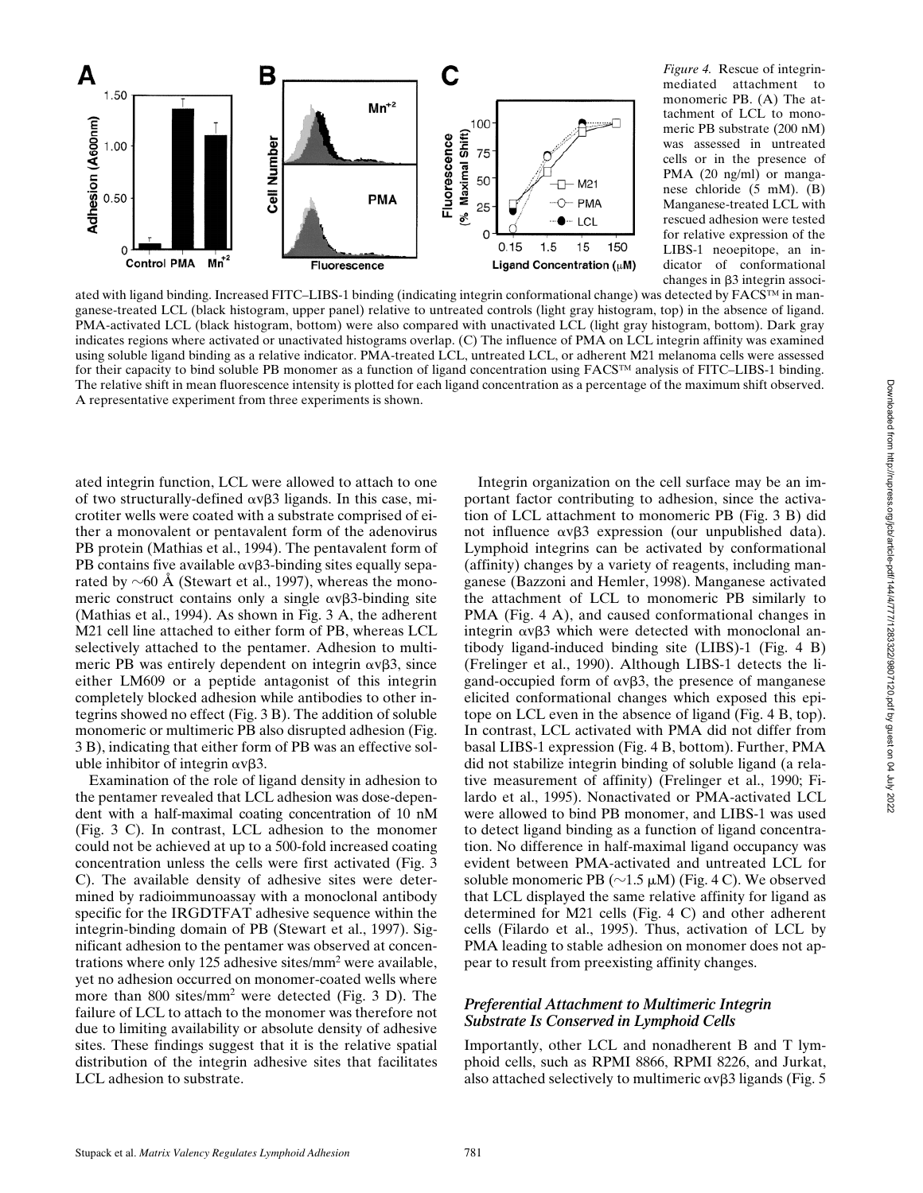*Figure 4.* Rescue of integrin-mediated attachment to monomeric PB. (A) The attachment of LCL to monomeric PB substrate (200 nM) was assessed in untreated cells or in the presence of PMA (20 ng/ml) or manganese chloride (5 mM). (B) Manganese-treated LCL with rescued adhesion were tested for relative expression of the LIBS-1 neoepitope, an indicator of conformational changes in β3 integrin associated with ligand binding. Increased FITC–LIBS-1 binding (indicating integrin conformational change) was detected by FACS™ in manganese-treated LCL (black histogram, upper panel) relative to untreated controls (light gray histogram, top) in the absence of ligand. PMA-activated LCL (black histogram, bottom) were also compared with unactivated LCL (light gray histogram, bottom). Dark gray indicates regions where activated or unactivated histograms overlap. (C) The influence of PMA on LCL integrin affinity was examined using soluble ligand binding as a relative indicator. PMA-treated LCL, untreated LCL, or adherent M21 melanoma cells were assessed for their capacity to bind soluble PB monomer as a function of ligand concentration using FACS™ analysis of FITC–LIBS-1 binding. The relative shift in mean fluorescence intensity is plotted for each ligand concentration as a percentage of the maximum shift observed. A representative experiment from three experiments is shown.

ated integrin function, LCL were allowed to attach to one of two structurally-defined αvβ3 ligands. In this case, microtiter wells were coated with a substrate comprised of either a monovalent or pentavalent form of the adenovirus PB protein (Mathias et al., 1994). The pentavalent form of PB contains five available αvβ3-binding sites equally separated by ~60 Å (Stewart et al., 1997), whereas the monomeric construct contains only a single αvβ3-binding site (Mathias et al., 1994). As shown in Fig. 3 A, the adherent M21 cell line attached to either form of PB, whereas LCL selectively attached to the pentamer. Adhesion to multimeric PB was entirely dependent on integrin αvβ3, since either LM609 or a peptide antagonist of this integrin completely blocked adhesion while antibodies to other integrins showed no effect (Fig. 3 B). The addition of soluble monomeric or multimeric PB also disrupted adhesion (Fig. 3 B), indicating that either form of PB was an effective soluble inhibitor of integrin αvβ3.

Examination of the role of ligand density in adhesion to the pentamer revealed that LCL adhesion was dose-dependent with a half-maximal coating concentration of 10 nM (Fig. 3 C). In contrast, LCL adhesion to the monomer could not be achieved at up to a 500-fold increased coating concentration unless the cells were first activated (Fig. 3 C). The available density of adhesive sites were determined by radioimmunoassay with a monoclonal antibody specific for the IRGDTFAT adhesive sequence within the integrin-binding domain of PB (Stewart et al., 1997). Significant adhesion to the pentamer was observed at concentrations where only 125 adhesive sites/mm$^2$ were available, yet no adhesion occurred on monomer-coated wells where more than 800 sites/mm$^2$ were detected (Fig. 3 D). The failure of LCL to attach to the monomer was therefore not due to limiting availability or absolute density of adhesive sites. These findings suggest that it is the relative spatial distribution of the integrin adhesive sites that facilitates LCL adhesion to substrate.

Integrin organization on the cell surface may be an important factor contributing to adhesion, since the activation of LCL attachment to monomeric PB (Fig. 3 B) did not influence αvβ3 expression (our unpublished data). Lymphoid integrins can be activated by conformational (affinity) changes by a variety of reagents, including manganese (Bazzoni and Hemler, 1998). Manganese activated the attachment of LCL to monomeric PB similarly to PMA (Fig. 4 A), and caused conformational changes in integrin αvβ3 which were detected with monoclonal antibody ligand-induced binding site (LIBS)-1 (Fig. 4 B) (Frelinger et al., 1990). Although LIBS-1 detects the ligand-occupied form of αvβ3, the presence of manganese elicited conformational changes which exposed this epitope on LCL even in the absence of ligand (Fig. 4 B, top). In contrast, LCL activated with PMA did not differ from basal LIBS-1 expression (Fig. 4 B, bottom). Further, PMA did not stabilize integrin binding of soluble ligand (a relative measurement of affinity) (Frelinger et al., 1990; Filardo et al., 1995). Nonactivated or PMA-activated LCL were allowed to bind PB monomer, and LIBS-1 was used to detect ligand binding as a function of ligand concentration. No difference in half-maximal ligand occupancy was evident between PMA-activated and untreated LCL for soluble monomeric PB (~1.5 μM) (Fig. 4 C). We observed that LCL displayed the same relative affinity for ligand as determined for M21 cells (Fig. 4 C) and other adherent cells (Filardo et al., 1995). Thus, activation of LCL by PMA leading to stable adhesion on monomer does not appear to result from preexisting affinity changes.

### *Preferential Attachment to Multimeric Integrin Substrate Is Conserved in Lymphoid Cells*

Importantly, other LCL and nonadherent B and T lymphoid cells, such as RPMI 8866, RPMI 8226, and Jurkat, also attached selectively to multimeric αvβ3 ligands (Fig. 5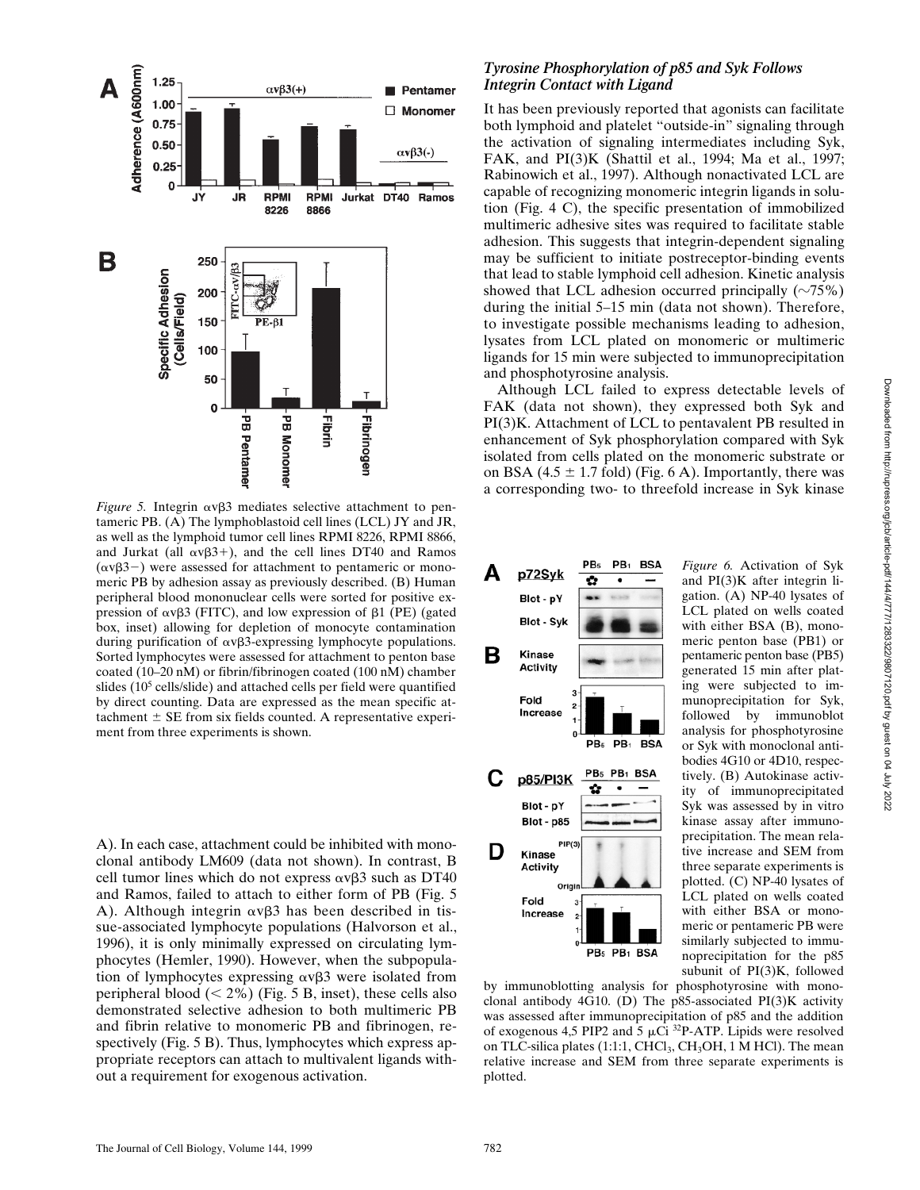*Figure 5.* Integrin αvβ3 mediates selective attachment to pentameric PB. (A) The lymphoblastoid cell lines (LCL) JY and JR, as well as the lymphoid tumor cell lines RPMI 8226, RPMI 8866, and Jurkat (all αvβ3+), and the cell lines DT40 and Ramos (αvβ3−) were assessed for attachment to pentameric or monomeric PB by adhesion assay as previously described. (B) Human peripheral blood mononuclear cells were sorted for positive expression of αvβ3 (FITC), and low expression of β1 (PE) (gated box, inset) allowing for depletion of monocyte contamination during purification of αvβ3-expressing lymphocyte populations. Sorted lymphocytes were assessed for attachment to penton base coated (10–20 nM) or fibrin/fibrinogen coated (100 nM) chamber slides ($10^5$ cells/slide) and attached cells per field were quantified by direct counting. Data are expressed as the mean specific attachment ± SE from six fields counted. A representative experiment from three experiments is shown.

A). In each case, attachment could be inhibited with monoclonal antibody LM609 (data not shown). In contrast, B cell tumor lines which do not express αvβ3 such as DT40 and Ramos, failed to attach to either form of PB (Fig. 5 A). Although integrin αvβ3 has been described in tissue-associated lymphocyte populations (Halvorson et al., 1996), it is only minimally expressed on circulating lymphocytes (Hemler, 1990). However, when the subpopulation of lymphocytes expressing αvβ3 were isolated from peripheral blood (< 2%) (Fig. 5 B, inset), these cells also demonstrated selective adhesion to both multimeric PB and fibrin relative to monomeric PB and fibrinogen, respectively (Fig. 5 B). Thus, lymphocytes which express appropriate receptors can attach to multivalent ligands without a requirement for exogenous activation.

### *Tyrosine Phosphorylation of p85 and Syk Follows Integrin Contact with Ligand*

It has been previously reported that agonists can facilitate both lymphoid and platelet "outside-in" signaling through the activation of signaling intermediates including Syk, FAK, and PI(3)K (Shattil et al., 1994; Ma et al., 1997; Rabinowich et al., 1997). Although nonactivated LCL are capable of recognizing monomeric integrin ligands in solution (Fig. 4 C), the specific presentation of immobilized multimeric adhesive sites was required to facilitate stable adhesion. This suggests that integrin-dependent signaling may be sufficient to initiate postreceptor-binding events that lead to stable lymphoid cell adhesion. Kinetic analysis showed that LCL adhesion occurred principally (~75%) during the initial 5–15 min (data not shown). Therefore, to investigate possible mechanisms leading to adhesion, lysates from LCL plated on monomeric or multimeric ligands for 15 min were subjected to immunoprecipitation and phosphotyrosine analysis.

Although LCL failed to express detectable levels of FAK (data not shown), they expressed both Syk and PI(3)K. Attachment of LCL to pentavalent PB resulted in enhancement of Syk phosphorylation compared with Syk isolated from cells plated on the monomeric substrate or on BSA (4.5 ± 1.7 fold) (Fig. 6 A). Importantly, there was a corresponding two- to threefold increase in Syk kinase

*Figure 6.* Activation of Syk and PI(3)K after integrin ligation. (A) NP-40 lysates of LCL plated on wells coated with either BSA (B), monomeric penton base (PB1) or pentameric penton base (PB5) generated 15 min after plating were subjected to immunoprecipitation for Syk, followed by immunoblot analysis for phosphotyrosine or Syk with monoclonal antibodies 4G10 or 4D10, respectively. (B) Autokinase activity of immunoprecipitated Syk was assessed by in vitro kinase assay after immunoprecipitation. The mean relative increase and SEM from three separate experiments is plotted. (C) NP-40 lysates of LCL plated on wells coated with either BSA or monomeric or pentameric PB were similarly subjected to immunoprecipitation for the p85 subunit of PI(3)K, followed by immunoblotting analysis for phosphotyrosine with monoclonal antibody 4G10. (D) The p85-associated PI(3)K activity was assessed after immunoprecipitation of p85 and the addition of exogenous 4,5 PIP2 and 5 μCi $^{32}$P-ATP. Lipids were resolved on TLC-silica plates (1:1:1, $CHCl_3$, $CH_3OH$, 1 M HCl). The mean relative increase and SEM from three separate experiments is plotted.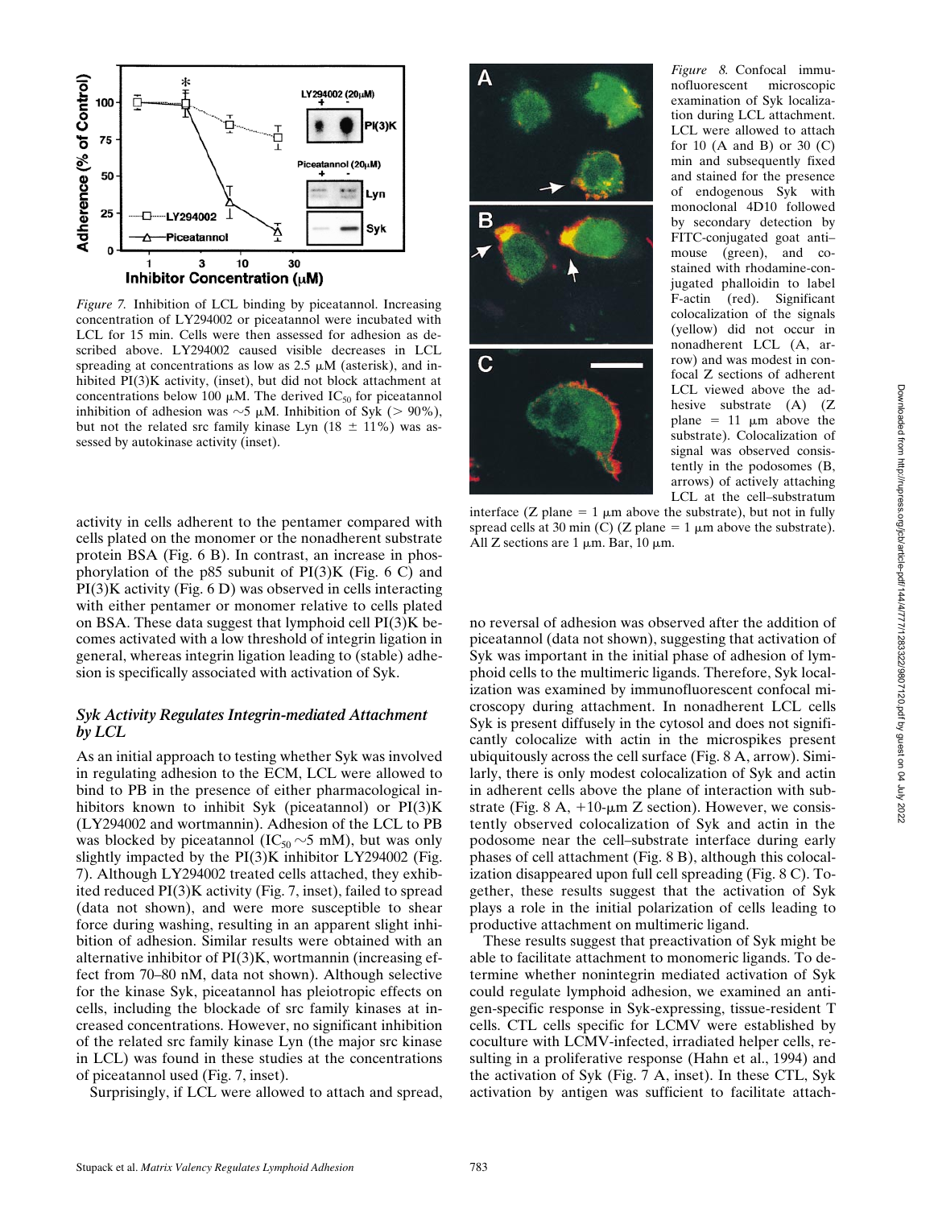*Figure 7.* Inhibition of LCL binding by piceatannol. Increasing concentration of LY294002 or piceatannol were incubated with LCL for 15 min. Cells were then assessed for adhesion as described above. LY294002 caused visible decreases in LCL spreading at concentrations as low as 2.5 μM (asterisk), and inhibited PI(3)K activity, (inset), but did not block attachment at concentrations below 100 μM. The derived $IC_{50}$ for piceatannol inhibition of adhesion was ~5 μM. Inhibition of Syk (> 90%), but not the related src family kinase Lyn (18 ± 11%) was assessed by autokinase activity (inset).

*Figure 8.* Confocal immunofluorescent microscopic examination of Syk localization during LCL attachment. LCL were allowed to attach for 10 (A and B) or 30 (C) min and subsequently fixed and stained for the presence of endogenous Syk with monoclonal 4D10 followed by secondary detection by FITC-conjugated goat anti–mouse (green), and costained with rhodamine-conjugated phalloidin to label F-actin (red). Significant colocalization of the signals (yellow) did not occur in nonadherent LCL (A, arrow) and was modest in confocal Z sections of adherent LCL viewed above the adhesive substrate (A) (Z plane = 11 μm above the substrate). Colocalization of signal was observed consistently in the podosomes (B, arrows) of actively attaching LCL at the cell–substratum interface (Z plane = 1 μm above the substrate), but not in fully spread cells at 30 min (C) (Z plane = 1 μm above the substrate). All Z sections are 1 μm. Bar, 10 μm.

activity in cells adherent to the pentamer compared with cells plated on the monomer or the nonadherent substrate protein BSA (Fig. 6 B). In contrast, an increase in phosphorylation of the p85 subunit of PI(3)K (Fig. 6 C) and PI(3)K activity (Fig. 6 D) was observed in cells interacting with either pentamer or monomer relative to cells plated on BSA. These data suggest that lymphoid cell PI(3)K becomes activated with a low threshold of integrin ligation in general, whereas integrin ligation leading to (stable) adhesion is specifically associated with activation of Syk.

### *Syk Activity Regulates Integrin-mediated Attachment by LCL*

As an initial approach to testing whether Syk was involved in regulating adhesion to the ECM, LCL were allowed to bind to PB in the presence of either pharmacological inhibitors known to inhibit Syk (piceatannol) or PI(3)K (LY294002 and wortmannin). Adhesion of the LCL to PB was blocked by piceatannol ($IC_{50}$ ~5 mM), but was only slightly impacted by the PI(3)K inhibitor LY294002 (Fig. 7). Although LY294002 treated cells attached, they exhibited reduced PI(3)K activity (Fig. 7, inset), failed to spread (data not shown), and were more susceptible to shear force during washing, resulting in an apparent slight inhibition of adhesion. Similar results were obtained with an alternative inhibitor of PI(3)K, wortmannin (increasing effect from 70–80 nM, data not shown). Although selective for the kinase Syk, piceatannol has pleiotropic effects on cells, including the blockade of src family kinases at increased concentrations. However, no significant inhibition of the related src family kinase Lyn (the major src kinase in LCL) was found in these studies at the concentrations of piceatannol used (Fig. 7, inset).

Surprisingly, if LCL were allowed to attach and spread, no reversal of adhesion was observed after the addition of piceatannol (data not shown), suggesting that activation of Syk was important in the initial phase of adhesion of lymphoid cells to the multimeric ligands. Therefore, Syk localization was examined by immunofluorescent confocal microscopy during attachment. In nonadherent LCL cells Syk is present diffusely in the cytosol and does not significantly colocalize with actin in the microspikes present ubiquitously across the cell surface (Fig. 8 A, arrow). Similarly, there is only modest colocalization of Syk and actin in adherent cells above the plane of interaction with substrate (Fig. 8 A, +10-μm Z section). However, we consistently observed colocalization of Syk and actin in the podosome near the cell–substrate interface during early phases of cell attachment (Fig. 8 B), although this colocalization disappeared upon full cell spreading (Fig. 8 C). Together, these results suggest that the activation of Syk plays a role in the initial polarization of cells leading to productive attachment on multimeric ligand.

These results suggest that preactivation of Syk might be able to facilitate attachment to monomeric ligands. To determine whether nonintegrin mediated activation of Syk could regulate lymphoid adhesion, we examined an antigen-specific response in Syk-expressing, tissue-resident T cells. CTL cells specific for LCMV were established by coculture with LCMV-infected, irradiated helper cells, resulting in a proliferative response (Hahn et al., 1994) and the activation of Syk (Fig. 7 A, inset). In these CTL, Syk activation by antigen was sufficient to facilitate attach-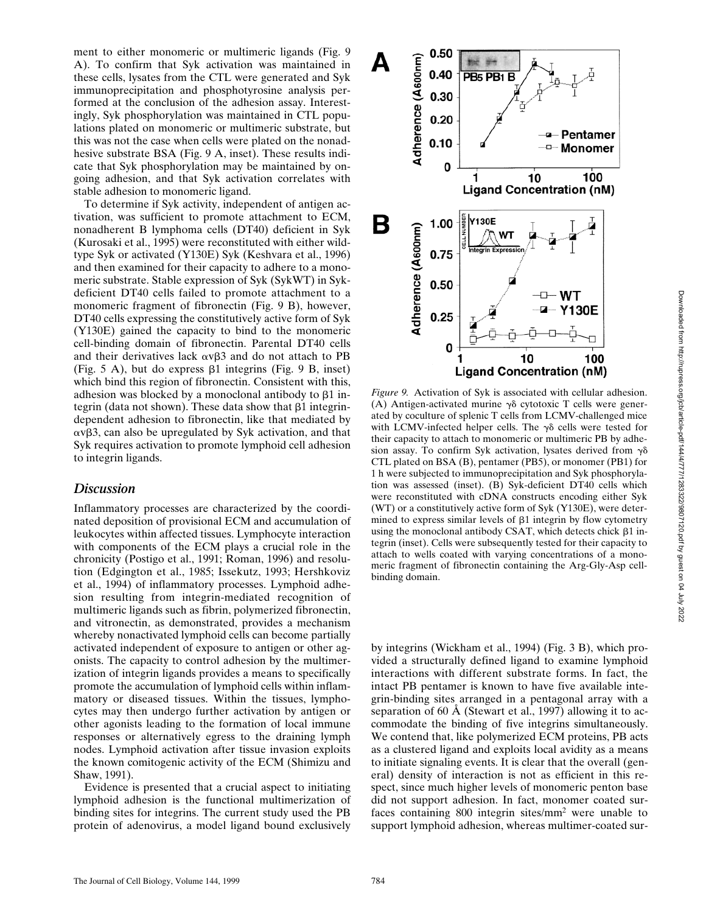ment to either monomeric or multimeric ligands (Fig. 9 A). To confirm that Syk activation was maintained in these cells, lysates from the CTL were generated and Syk immunoprecipitation and phosphotyrosine analysis performed at the conclusion of the adhesion assay. Interestingly, Syk phosphorylation was maintained in CTL populations plated on monomeric or multimeric substrate, but this was not the case when cells were plated on the nonadhesive substrate BSA (Fig. 9 A, inset). These results indicate that Syk phosphorylation may be maintained by ongoing adhesion, and that Syk activation correlates with stable adhesion to monomeric ligand.

To determine if Syk activity, independent of antigen activation, was sufficient to promote attachment to ECM, nonadherent B lymphoma cells (DT40) deficient in Syk (Kurosaki et al., 1995) were reconstituted with either wildtype Syk or activated (Y130E) Syk (Keshvara et al., 1996) and then examined for their capacity to adhere to a monomeric substrate. Stable expression of Syk (SykWT) in Syk-deficient DT40 cells failed to promote attachment to a monomeric fragment of fibronectin (Fig. 9 B), however, DT40 cells expressing the constitutively active form of Syk (Y130E) gained the capacity to bind to the monomeric cell-binding domain of fibronectin. Parental DT40 cells and their derivatives lack $\alpha v\beta 3$ and do not attach to PB (Fig. 5 A), but do express $\beta 1$ integrins (Fig. 9 B, inset) which bind this region of fibronectin. Consistent with this, adhesion was blocked by a monoclonal antibody to $\beta 1$ integrin (data not shown). These data show that $\beta 1$ integrin-dependent adhesion to fibronectin, like that mediated by $\alpha v\beta 3$, can also be upregulated by Syk activation, and that Syk requires activation to promote lymphoid cell adhesion to integrin ligands.

*Figure 9.* Activation of Syk is associated with cellular adhesion. (A) Antigen-activated murine $\gamma\delta$ cytotoxic T cells were generated by coculture of splenic T cells from LCMV-challenged mice with LCMV-infected helper cells. The $\gamma\delta$ cells were tested for their capacity to attach to monomeric or multimeric PB by adhesion assay. To confirm Syk activation, lysates derived from $\gamma\delta$ CTL plated on BSA (B), pentamer (PB5), or monomer (PB1) for 1 h were subjected to immunoprecipitation and Syk phosphorylation was assessed (inset). (B) Syk-deficient DT40 cells which were reconstituted with cDNA constructs encoding either Syk (WT) or a constitutively active form of Syk (Y130E), were determined to express similar levels of $\beta 1$ integrin by flow cytometry using the monoclonal antibody CSAT, which detects chick $\beta 1$ integrin (inset). Cells were subsequently tested for their capacity to attach to wells coated with varying concentrations of a monomeric fragment of fibronectin containing the Arg-Gly-Asp cell-binding domain.

## Discussion

Inflammatory processes are characterized by the coordinated deposition of provisional ECM and accumulation of leukocytes within affected tissues. Lymphocyte interaction with components of the ECM plays a crucial role in the chronicity (Postigo et al., 1991; Roman, 1996) and resolution (Edgington et al., 1985; Issekutz, 1993; Hershkoviz et al., 1994) of inflammatory processes. Lymphoid adhesion resulting from integrin-mediated recognition of multimeric ligands such as fibrin, polymerized fibronectin, and vitronectin, as demonstrated, provides a mechanism whereby nonactivated lymphoid cells can become partially activated independent of exposure to antigen or other agonists. The capacity to control adhesion by the multimerization of integrin ligands provides a means to specifically promote the accumulation of lymphoid cells within inflammatory or diseased tissues. Within the tissues, lymphocytes may then undergo further activation by antigen or other agonists leading to the formation of local immune responses or alternatively egress to the draining lymph nodes. Lymphoid activation after tissue invasion exploits the known comitogenic activity of the ECM (Shimizu and Shaw, 1991).

Evidence is presented that a crucial aspect to initiating lymphoid adhesion is the functional multimerization of binding sites for integrins. The current study used the PB protein of adenovirus, a model ligand bound exclusively by integrins (Wickham et al., 1994) (Fig. 3 B), which provided a structurally defined ligand to examine lymphoid interactions with different substrate forms. In fact, the intact PB pentamer is known to have five available integrin-binding sites arranged in a pentagonal array with a separation of 60 Å (Stewart et al., 1997) allowing it to accommodate the binding of five integrins simultaneously. We contend that, like polymerized ECM proteins, PB acts as a clustered ligand and exploits local avidity as a means to initiate signaling events. It is clear that the overall (general) density of interaction is not as efficient in this respect, since much higher levels of monomeric penton base did not support adhesion. In fact, monomer coated surfaces containing 800 integrin sites/mm$^2$ were unable to support lymphoid adhesion, whereas multimer-coated sur-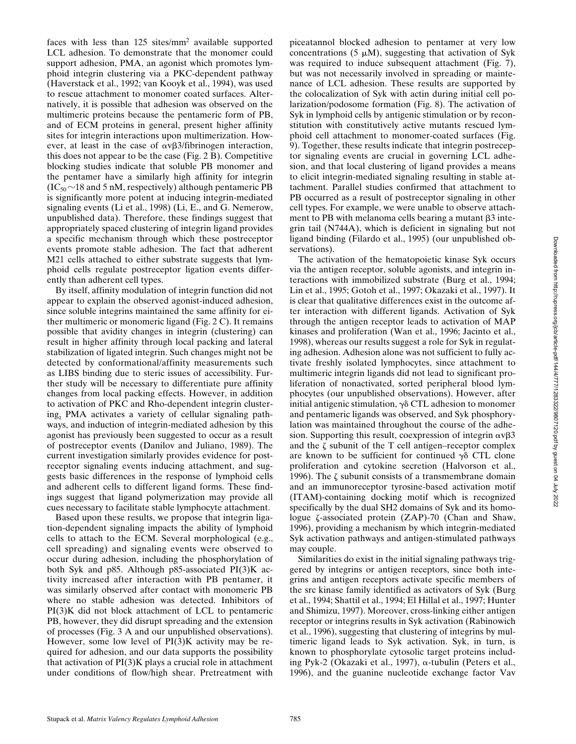faces with less than 125 sites/mm[2] available supported LCL adhesion. To demonstrate that the monomer could support adhesion, PMA, an agonist which promotes lymphoid integrin clustering via a PKC-dependent pathway (Haverstack et al., 1992; van Kooyk et al., 1994), was used to rescue attachment to monomer coated surfaces. Alternatively, it is possible that adhesion was observed on the multimeric proteins because the pentameric form of PB, and of ECM proteins in general, present higher affinity sites for integrin interactions upon multimerization. However, at least in the case of $\alpha v\beta 3$/fibrinogen interaction, this does not appear to be the case (Fig. 2 B). Competitive blocking studies indicate that soluble PB monomer and the pentamer have a similarly high affinity for integrin ($IC_{50}$ ~18 and 5 nM, respectively) although pentameric PB is significantly more potent at inducing integrin-mediated signaling events (Li et al., 1998) (Li, E., and G. Nemerow, unpublished data). Therefore, these findings suggest that appropriately spaced clustering of integrin ligand provides a specific mechanism through which these postreceptor events promote stable adhesion. The fact that adherent M21 cells attached to either substrate suggests that lymphoid cells regulate postreceptor ligation events differently than adherent cell types.

By itself, affinity modulation of integrin function did not appear to explain the observed agonist-induced adhesion, since soluble integrins maintained the same affinity for either multimeric or monomeric ligand (Fig. 2 C). It remains possible that avidity changes in integrin (clustering) can result in higher affinity through local packing and lateral stabilization of ligated integrin. Such changes might not be detected by conformational/affinity measurements such as LIBS binding due to steric issues of accessibility. Further study will be necessary to differentiate pure affinity changes from local packing effects. However, in addition to activation of PKC and Rho-dependent integrin clustering, PMA activates a variety of cellular signaling pathways, and induction of integrin-mediated adhesion by this agonist has previously been suggested to occur as a result of postreceptor events (Danilov and Juliano, 1989). The current investigation similarly provides evidence for postreceptor signaling events inducing attachment, and suggests basic differences in the response of lymphoid cells and adherent cells to different ligand forms. These findings suggest that ligand polymerization may provide all cues necessary to facilitate stable lymphocyte attachment.

Based upon these results, we propose that integrin ligation-dependent signaling impacts the ability of lymphoid cells to attach to the ECM. Several morphological (e.g., cell spreading) and signaling events were observed to occur during adhesion, including the phosphorylation of both Syk and p85. Although p85-associated PI(3)K activity increased after interaction with PB pentamer, it was similarly observed after contact with monomeric PB where no stable adhesion was detected. Inhibitors of PI(3)K did not block attachment of LCL to pentameric PB, however, they did disrupt spreading and the extension of processes (Fig. 3 A and our unpublished observations). However, some low level of PI(3)K activity may be required for adhesion, and our data supports the possibility that activation of PI(3)K plays a crucial role in attachment under conditions of flow/high shear. Pretreatment with piceatannol blocked adhesion to pentamer at very low concentrations (5 μM), suggesting that activation of Syk was required to induce subsequent attachment (Fig. 7), but was not necessarily involved in spreading or maintenance of LCL adhesion. These results are supported by the colocalization of Syk with actin during initial cell polarization/podosome formation (Fig. 8). The activation of Syk in lymphoid cells by antigenic stimulation or by reconstitution with constitutively active mutants rescued lymphoid cell attachment to monomer-coated surfaces (Fig. 9). Together, these results indicate that integrin postreceptor signaling events are crucial in governing LCL adhesion, and that local clustering of ligand provides a means to elicit integrin-mediated signaling resulting in stable attachment. Parallel studies confirmed that attachment to PB occurred as a result of postreceptor signaling in other cell types. For example, we were unable to observe attachment to PB with melanoma cells bearing a mutant β3 integrin tail (N744A), which is deficient in signaling but not ligand binding (Filardo et al., 1995) (our unpublished observations).

The activation of the hematopoietic kinase Syk occurs via the antigen receptor, soluble agonists, and integrin interactions with immobilized substrate (Burg et al., 1994; Lin et al., 1995; Gotoh et al., 1997; Okazaki et al., 1997). It is clear that qualitative differences exist in the outcome after interaction with different ligands. Activation of Syk through the antigen receptor leads to activation of MAP kinases and proliferation (Wan et al., 1996; Jacinto et al., 1998), whereas our results suggest a role for Syk in regulating adhesion. Adhesion alone was not sufficient to fully activate freshly isolated lymphocytes, since attachment to multimeric integrin ligands did not lead to significant proliferation of nonactivated, sorted peripheral blood lymphocytes (our unpublished observations). However, after initial antigenic stimulation, γδ CTL adhesion to monomer and pentameric ligands was observed, and Syk phosphorylation was maintained throughout the course of the adhesion. Supporting this result, coexpression of integrin $\alpha v\beta 3$ and the ζ subunit of the T cell antigen–receptor complex are known to be sufficient for continued γδ CTL clone proliferation and cytokine secretion (Halvorson et al., 1996). The ζ subunit consists of a transmembrane domain and an immunoreceptor tyrosine-based activation motif (ITAM)-containing docking motif which is recognized specifically by the dual SH2 domains of Syk and its homologue ζ-associated protein (ZAP)-70 (Chan and Shaw, 1996), providing a mechanism by which integrin-mediated Syk activation pathways and antigen-stimulated pathways may couple.

Similarities do exist in the initial signaling pathways triggered by integrins or antigen receptors, since both integrins and antigen receptors activate specific members of the src kinase family identified as activators of Syk (Burg et al., 1994; Shattil et al., 1994; El Hillal et al., 1997; Hunter and Shimizu, 1997). Moreover, cross-linking either antigen receptor or integrins results in Syk activation (Rabinowich et al., 1996), suggesting that clustering of integrins by multimeric ligand leads to Syk activation. Syk, in turn, is known to phosphorylate cytosolic target proteins including Pyk-2 (Okazaki et al., 1997), α-tubulin (Peters et al., 1996), and the guanine nucleotide exchange factor Vav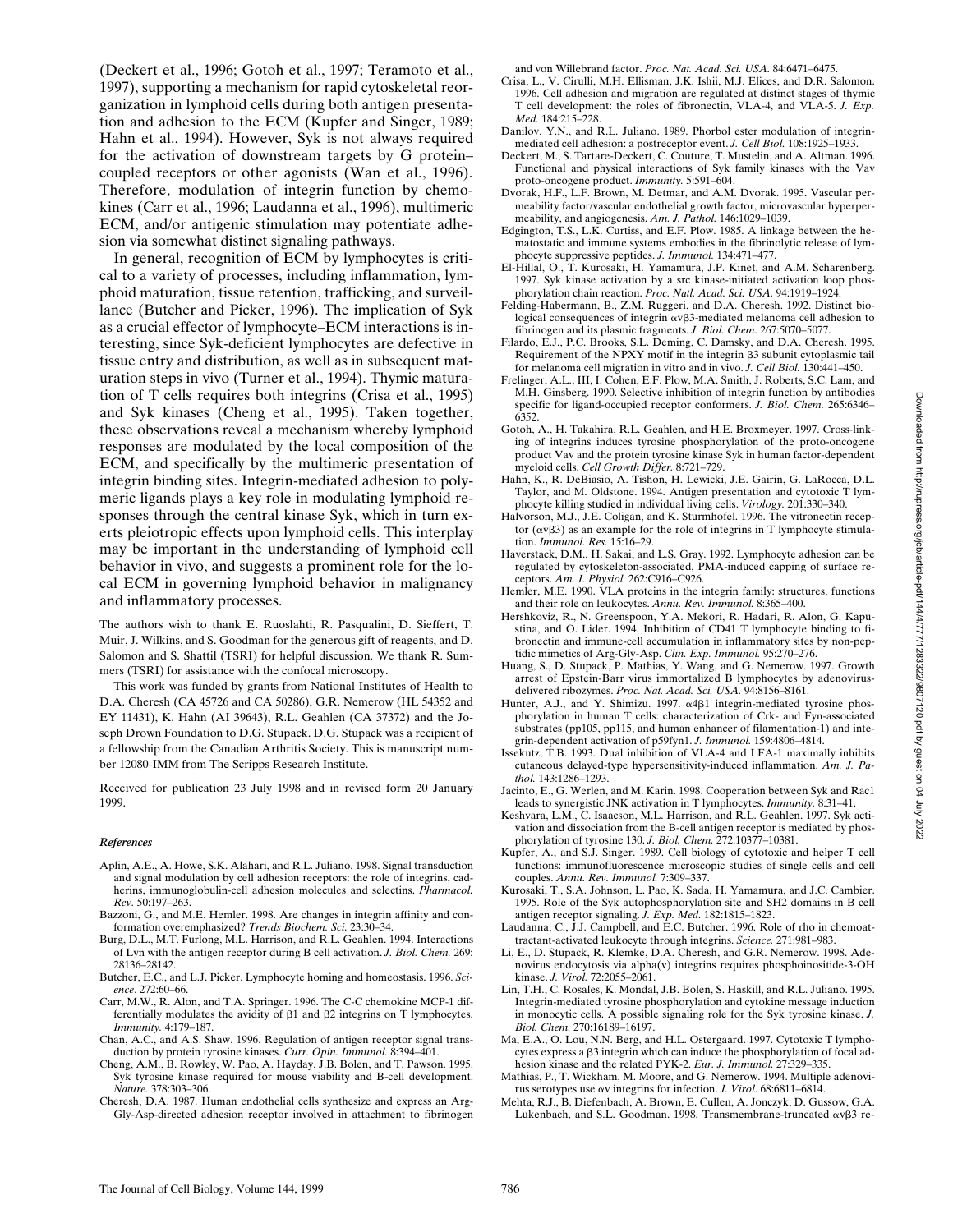(Deckert et al., 1996; Gotoh et al., 1997; Teramoto et al., 1997), supporting a mechanism for rapid cytoskeletal reorganization in lymphoid cells during both antigen presentation and adhesion to the ECM (Kupfer and Singer, 1989; Hahn et al., 1994). However, Syk is not always required for the activation of downstream targets by G protein–coupled receptors or other agonists (Wan et al., 1996). Therefore, modulation of integrin function by chemokines (Carr et al., 1996; Laudanna et al., 1996), multimeric ECM, and/or antigenic stimulation may potentiate adhesion via somewhat distinct signaling pathways.

In general, recognition of ECM by lymphocytes is critical to a variety of processes, including inflammation, lymphoid maturation, tissue retention, trafficking, and surveillance (Butcher and Picker, 1996). The implication of Syk as a crucial effector of lymphocyte–ECM interactions is interesting, since Syk-deficient lymphocytes are defective in tissue entry and distribution, as well as in subsequent maturation steps in vivo (Turner et al., 1994). Thymic maturation of T cells requires both integrins (Crisa et al., 1995) and Syk kinases (Cheng et al., 1995). Taken together, these observations reveal a mechanism whereby lymphoid responses are modulated by the local composition of the ECM, and specifically by the multimeric presentation of integrin binding sites. Integrin-mediated adhesion to polymeric ligands plays a key role in modulating lymphoid responses through the central kinase Syk, which in turn exerts pleiotropic effects upon lymphoid cells. This interplay may be important in the understanding of lymphoid cell behavior in vivo, and suggests a prominent role for the local ECM in governing lymphoid behavior in malignancy and inflammatory processes.

The authors wish to thank E. Ruoslahti, R. Pasqualini, D. Sieffert, T. Muir, J. Wilkins, and S. Goodman for the generous gift of reagents, and D. Salomon and S. Shattil (TSRI) for helpful discussion. We thank R. Summers (TSRI) for assistance with the confocal microscopy.

This work was funded by grants from National Institutes of Health to D.A. Cheresh (CA 45726 and CA 50286), G.R. Nemerow (HL 54352 and EY 11431), K. Hahn (AI 39643), R.L. Geahlen (CA 37372) and the Joseph Drown Foundation to D.G. Stupack. D.G. Stupack was a recipient of a fellowship from the Canadian Arthritis Society. This is manuscript number 12080-IMM from The Scripps Research Institute.

Received for publication 23 July 1998 and in revised form 20 January 1999.

### *References*

- Aplin, A.E., A. Howe, S.K. Alahari, and R.L. Juliano. 1998. Signal transduction and signal modulation by cell adhesion receptors: the role of integrins, cadherins, immunoglobulin-cell adhesion molecules and selectins. *Pharmacol. Rev*. 50:197–263.
- Bazzoni, G., and M.E. Hemler. 1998. Are changes in integrin affinity and conformation overemphasized? *Trends Biochem. Sci.* 23:30–34.
- Burg, D.L., M.T. Furlong, M.L. Harrison, and R.L. Geahlen. 1994. Interactions of Lyn with the antigen receptor during B cell activation. *J. Biol. Chem.* 269: 28136–28142.
- Butcher, E.C., and L.J. Picker. Lymphocyte homing and homeostasis. 1996. *Science*. 272:60–66.
- Carr, M.W., R. Alon, and T.A. Springer. 1996. The C-C chemokine MCP-1 differentially modulates the avidity of β1 and β2 integrins on T lymphocytes. *Immunity*. 4:179–187.
- Chan, A.C., and A.S. Shaw. 1996. Regulation of antigen receptor signal transduction by protein tyrosine kinases. *Curr. Opin. Immunol.* 8:394–401.
- Cheng, A.M., B. Rowley, W. Pao, A. Hayday, J.B. Bolen, and T. Pawson. 1995. Syk tyrosine kinase required for mouse viability and B-cell development. *Nature*. 378:303–306.
- Cheresh, D.A. 1987. Human endothelial cells synthesize and express an Arg-Gly-Asp-directed adhesion receptor involved in attachment to fibrinogen and von Willebrand factor. *Proc. Nat. Acad. Sci. USA*. 84:6471–6475.
- Crisa, L., V. Cirulli, M.H. Ellisman, J.K. Ishii, M.J. Elices, and D.R. Salomon. 1996. Cell adhesion and migration are regulated at distinct stages of thymic T cell development: the roles of fibronectin, VLA-4, and VLA-5. *J. Exp. Med.* 184:215–228.
- Danilov, Y.N., and R.L. Juliano. 1989. Phorbol ester modulation of integrin-mediated cell adhesion: a postreceptor event. *J. Cell Biol.* 108:1925–1933.
- Deckert, M., S. Tartare-Deckert, C. Couture, T. Mustelin, and A. Altman. 1996. Functional and physical interactions of Syk family kinases with the Vav proto-oncogene product. *Immunity*. 5:591–604.
- Dvorak, H.F., L.F. Brown, M. Detmar, and A.M. Dvorak. 1995. Vascular permeability factor/vascular endothelial growth factor, microvascular hyperpermeability, and angiogenesis. *Am. J. Pathol.* 146:1029–1039.
- Edgington, T.S., L.K. Curtiss, and E.F. Plow. 1985. A linkage between the hematostatic and immune systems embodies in the fibrinolytic release of lymphocyte suppressive peptides. *J. Immunol.* 134:471–477.
- El-Hillal, O., T. Kurosaki, H. Yamamura, J.P. Kinet, and A.M. Scharenberg. 1997. Syk kinase activation by a src kinase-initiated activation loop phosphorylation chain reaction. *Proc. Natl. Acad. Sci. USA*. 94:1919–1924.
- Felding-Habermann, B., Z.M. Ruggeri, and D.A. Cheresh. 1992. Distinct biological consequences of integrin αvβ3-mediated melanoma cell adhesion to fibrinogen and its plasmic fragments. *J. Biol. Chem.* 267:5070–5077.
- Filardo, E.J., P.C. Brooks, S.L. Deming, C. Damsky, and D.A. Cheresh. 1995. Requirement of the NPXY motif in the integrin β3 subunit cytoplasmic tail for melanoma cell migration in vitro and in vivo. *J. Cell Biol.* 130:441–450.
- Frelinger, A.L., III, I. Cohen, E.F. Plow, M.A. Smith, J. Roberts, S.C. Lam, and M.H. Ginsberg. 1990. Selective inhibition of integrin function by antibodies specific for ligand-occupied receptor conformers. *J. Biol. Chem.* 265:6346–6352.
- Gotoh, A., H. Takahira, R.L. Geahlen, and H.E. Broxmeyer. 1997. Cross-linking of integrins induces tyrosine phosphorylation of the proto-oncogene product Vav and the protein tyrosine kinase Syk in human factor-dependent myeloid cells. *Cell Growth Differ.* 8:721–729.
- Hahn, K., R. DeBiasio, A. Tishon, H. Lewicki, J.E. Gairin, G. LaRocca, D.L. Taylor, and M. Oldstone. 1994. Antigen presentation and cytotoxic T lymphocyte killing studied in individual living cells. *Virology*. 201:330–340.
- Halvorson, M.J., J.E. Coligan, and K. Sturmhofel. 1996. The vitronectin receptor (αvβ3) as an example for the role of integrins in T lymphocyte stimulation. *Immunol. Res.* 15:16–29.
- Haverstack, D.M., H. Sakai, and L.S. Gray. 1992. Lymphocyte adhesion can be regulated by cytoskeleton-associated, PMA-induced capping of surface receptors. *Am. J. Physiol.* 262:C916–C926.
- Hemler, M.E. 1990. VLA proteins in the integrin family: structures, functions and their role on leukocytes. *Annu. Rev. Immunol.* 8:365–400.
- Hershkoviz, R., N. Greenspoon, Y.A. Mekori, R. Hadari, R. Alon, G. Kapustina, and O. Lider. 1994. Inhibition of CD4† T lymphocyte binding to fibronectin and immune-cell accumulation in inflammatory sites by non-peptidic mimetics of Arg-Gly-Asp. *Clin. Exp. Immunol.* 95:270–276.
- Huang, S., D. Stupack, P. Mathias, Y. Wang, and G. Nemerow. 1997. Growth arrest of Epstein-Barr virus immortalized B lymphocytes by adenovirus-delivered ribozymes. *Proc. Nat. Acad. Sci. USA*. 94:8156–8161.
- Hunter, A.J., and Y. Shimizu. 1997. α4β1 integrin-mediated tyrosine phosphorylation in human T cells: characterization of Crk- and Fyn-associated substrates (pp105, pp115, and human enhancer of filamentation-1) and integrin-dependent activation of p59fyn1. *J. Immunol.* 159:4806–4814.
- Issekutz, T.B. 1993. Dual inhibition of VLA-4 and LFA-1 maximally inhibits cutaneous delayed-type hypersensitivity-induced inflammation. *Am. J. Pathol.* 143:1286–1293.
- Jacinto, E., G. Werlen, and M. Karin. 1998. Cooperation between Syk and Rac1 leads to synergistic JNK activation in T lymphocytes. *Immunity*. 8:31–41.
- Keshvara, L.M., C. Isaacson, M.L. Harrison, and R.L. Geahlen. 1997. Syk activation and dissociation from the B-cell antigen receptor is mediated by phosphorylation of tyrosine 130. *J. Biol. Chem.* 272:10377–10381.
- Kupfer, A., and S.J. Singer. 1989. Cell biology of cytotoxic and helper T cell functions: immunofluorescence microscopic studies of single cells and cell couples. *Annu. Rev. Immunol.* 7:309–337.
- Kurosaki, T., S.A. Johnson, L. Pao, K. Sada, H. Yamamura, and J.C. Cambier. 1995. Role of the Syk autophosphorylation site and SH2 domains in B cell antigen receptor signaling. *J. Exp. Med.* 182:1815–1823.
- Laudanna, C., J.J. Campbell, and E.C. Butcher. 1996. Role of rho in chemoattractant-activated leukocyte through integrins. *Science.* 271:981–983.
- Li, E., D. Stupack, R. Klemke, D.A. Cheresh, and G.R. Nemerow. 1998. Adenovirus endocytosis via alpha(v) integrins requires phosphoinositide-3-OH kinase. *J. Virol.* 72:2055–2061.
- Lin, T.H., C. Rosales, K. Mondal, J.B. Bolen, S. Haskill, and R.L. Juliano. 1995. Integrin-mediated tyrosine phosphorylation and cytokine message induction in monocytic cells. A possible signaling role for the Syk tyrosine kinase. *J. Biol. Chem.* 270:16189–16197.
- Ma, E.A., O. Lou, N.N. Berg, and H.L. Ostergaard. 1997. Cytotoxic T lymphocytes express a β3 integrin which can induce the phosphorylation of focal adhesion kinase and the related PYK-2. *Eur. J. Immunol.* 27:329–335.
- Mathias, P., T. Wickham, M. Moore, and G. Nemerow. 1994. Multiple adenovirus serotypes use αv integrins for infection. *J. Virol.* 68:6811–6814.
- Mehta, R.J., B. Diefenbach, A. Brown, E. Cullen, A. Jonczyk, D. Gussow, G.A. Lukenbach, and S.L. Goodman. 1998. Transmembrane-truncated αvβ3 re-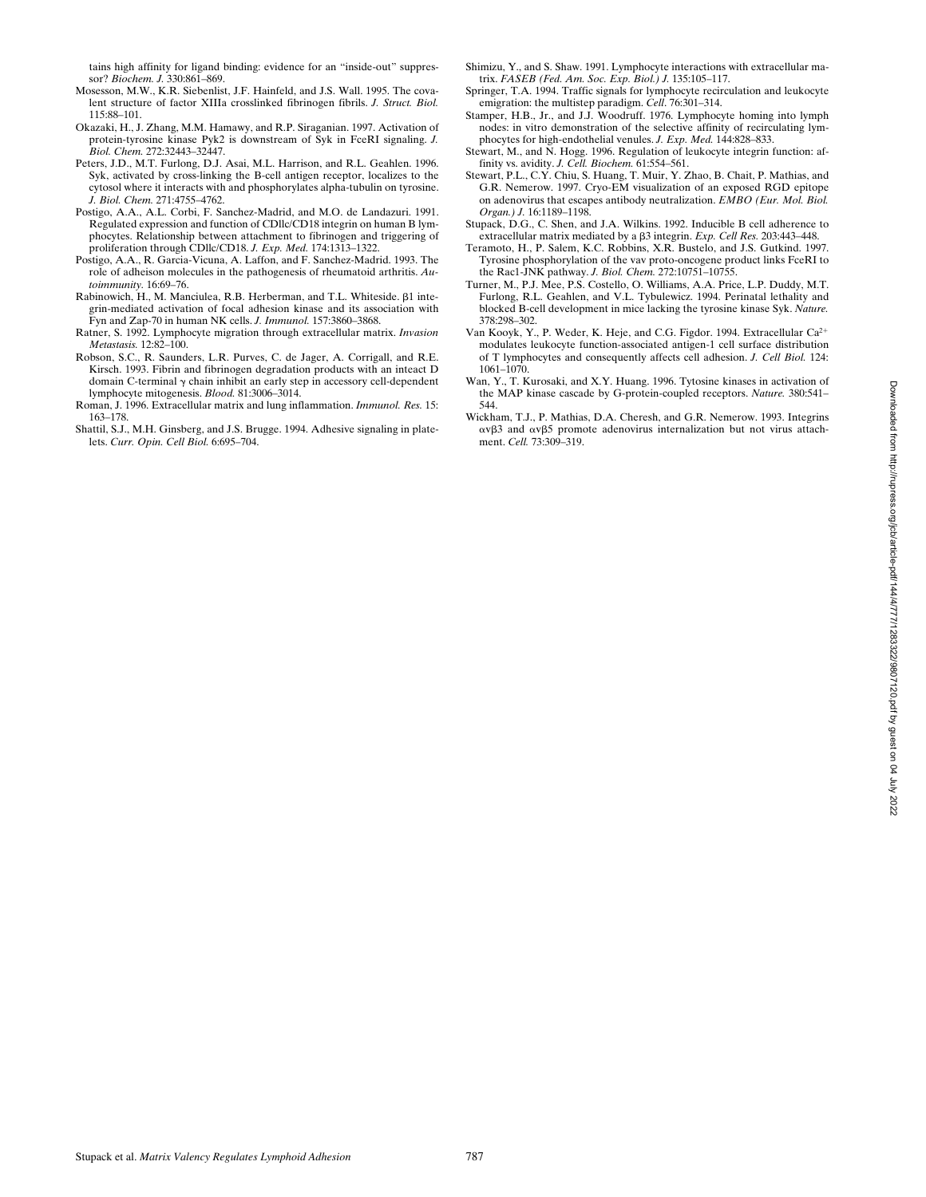tains high affinity for ligand binding: evidence for an "inside-out" suppressor? *Biochem. J.* 330:861–869.

Mosesson, M.W., K.R. Siebenlist, J.F. Hainfeld, and J.S. Wall. 1995. The covalent structure of factor XIIIa crosslinked fibrinogen fibrils. *J. Struct. Biol.* 115:88–101.

Okazaki, H., J. Zhang, M.M. Hamawy, and R.P. Siraganian. 1997. Activation of protein-tyrosine kinase Pyk2 is downstream of Syk in FceRI signaling. *J. Biol. Chem.* 272:32443–32447.

Peters, J.D., M.T. Furlong, D.J. Asai, M.L. Harrison, and R.L. Geahlen. 1996. Syk, activated by cross-linking the B-cell antigen receptor, localizes to the cytosol where it interacts with and phosphorylates alpha-tubulin on tyrosine. *J. Biol. Chem.* 271:4755–4762.

Postigo, A.A., A.L. Corbi, F. Sanchez-Madrid, and M.O. de Landazuri. 1991. Regulated expression and function of CDllc/CD18 integrin on human B lymphocytes. Relationship between attachment to fibrinogen and triggering of proliferation through CDllc/CD18. *J. Exp. Med.* 174:1313–1322.

Postigo, A.A., R. Garcia-Vicuna, A. Laffon, and F. Sanchez-Madrid. 1993. The role of adheison molecules in the pathogenesis of rheumatoid arthritis. *Autoimmunity.* 16:69–76.

Rabinowich, H., M. Manciulea, R.B. Herberman, and T.L. Whiteside. β1 integrin-mediated activation of focal adhesion kinase and its association with Fyn and Zap-70 in human NK cells. *J. Immunol.* 157:3860–3868.

Ratner, S. 1992. Lymphocyte migration through extracellular matrix. *Invasion Metastasis.* 12:82–100.

Robson, S.C., R. Saunders, L.R. Purves, C. de Jager, A. Corrigall, and R.E. Kirsch. 1993. Fibrin and fibrinogen degradation products with an inteact D domain C-terminal γ chain inhibit an early step in accessory cell-dependent lymphocyte mitogenesis. *Blood.* 81:3006–3014.

Roman, J. 1996. Extracellular matrix and lung inflammation. *Immunol. Res.* 15: 163–178.

Shattil, S.J., M.H. Ginsberg, and J.S. Brugge. 1994. Adhesive signaling in platelets. *Curr. Opin. Cell Biol.* 6:695–704.

Shimizu, Y., and S. Shaw. 1991. Lymphocyte interactions with extracellular matrix. *FASEB (Fed. Am. Soc. Exp. Biol.) J.* 135:105–117.

Springer, T.A. 1994. Traffic signals for lymphocyte recirculation and leukocyte emigration: the multistep paradigm. *Cell*. 76:301–314.

Stamper, H.B., Jr., and J.J. Woodruff. 1976. Lymphocyte homing into lymph nodes: in vitro demonstration of the selective affinity of recirculating lymphocytes for high-endothelial venules. *J. Exp. Med.* 144:828–833.

Stewart, M., and N. Hogg. 1996. Regulation of leukocyte integrin function: affinity vs. avidity. *J. Cell. Biochem.* 61:554–561.

Stewart, P.L., C.Y. Chiu, S. Huang, T. Muir, Y. Zhao, B. Chait, P. Mathias, and G.R. Nemerow. 1997. Cryo-EM visualization of an exposed RGD epitope on adenovirus that escapes antibody neutralization. *EMBO (Eur. Mol. Biol. Organ.) J.* 16:1189–1198.

Stupack, D.G., C. Shen, and J.A. Wilkins. 1992. Inducible B cell adherence to extracellular matrix mediated by a β3 integrin. *Exp. Cell Res.* 203:443–448.

Teramoto, H., P. Salem, K.C. Robbins, X.R. Bustelo, and J.S. Gutkind. 1997. Tyrosine phosphorylation of the vav proto-oncogene product links FceRI to the Rac1-JNK pathway. *J. Biol. Chem.* 272:10751–10755.

Turner, M., P.J. Mee, P.S. Costello, O. Williams, A.A. Price, L.P. Duddy, M.T. Furlong, R.L. Geahlen, and V.L. Tybulewicz. 1994. Perinatal lethality and blocked B-cell development in mice lacking the tyrosine kinase Syk. *Nature.* 378:298–302.

Van Kooyk, Y., P. Weder, K. Heje, and C.G. Figdor. 1994. Extracellular $Ca^{2+}$ modulates leukocyte function-associated antigen-1 cell surface distribution of T lymphocytes and consequently affects cell adhesion. *J. Cell Biol.* 124: 1061–1070.

Wan, Y., T. Kurosaki, and X.Y. Huang. 1996. Tytosine kinases in activation of the MAP kinase cascade by G-protein-coupled receptors. *Nature.* 380:541–544.

Wickham, T.J., P. Mathias, D.A. Cheresh, and G.R. Nemerow. 1993. Integrins αvβ3 and αvβ5 promote adenovirus internalization but not virus attachment. *Cell.* 73:309–319.